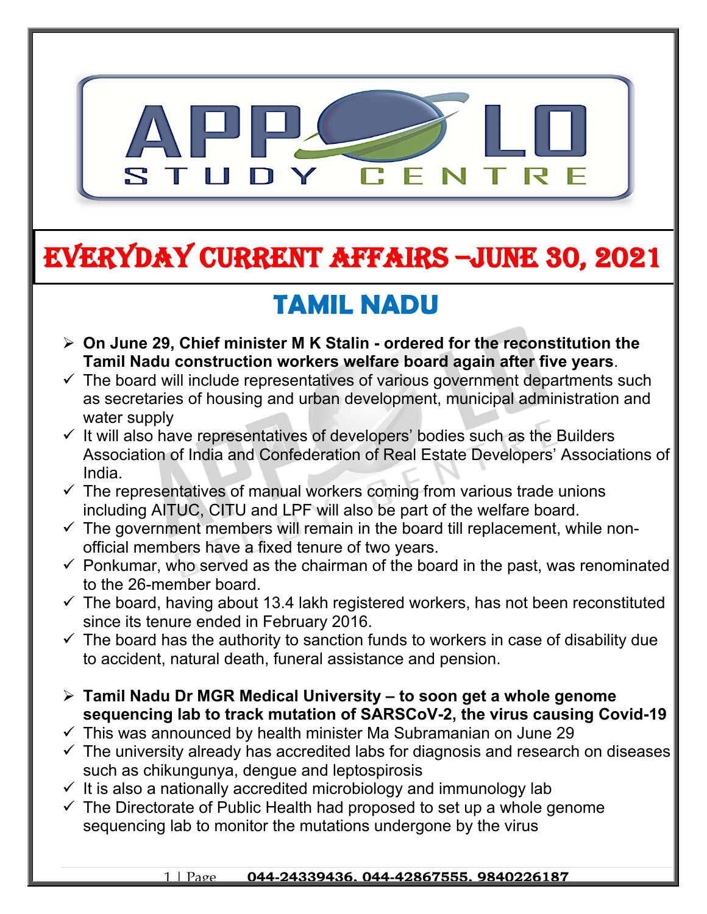# APPOLO STUDY CENTRE

# EVERYDAY CURRENT AFFAIRS –JUNE 30, 2021

## TAMIL NADU

- **On June 29, Chief minister M K Stalin - ordered for the reconstitution the Tamil Nadu construction workers welfare board again after five years**.
  - ✓ The board will include representatives of various government departments such as secretaries of housing and urban development, municipal administration and water supply
  - ✓ It will also have representatives of developers' bodies such as the Builders Association of India and Confederation of Real Estate Developers' Associations of India.
  - ✓ The representatives of manual workers coming from various trade unions including AITUC, CITU and LPF will also be part of the welfare board.
  - ✓ The government members will remain in the board till replacement, while non-official members have a fixed tenure of two years.
  - ✓ Ponkumar, who served as the chairman of the board in the past, was renominated to the 26-member board.
  - ✓ The board, having about 13.4 lakh registered workers, has not been reconstituted since its tenure ended in February 2016.
  - ✓ The board has the authority to sanction funds to workers in case of disability due to accident, natural death, funeral assistance and pension.

- **Tamil Nadu Dr MGR Medical University – to soon get a whole genome sequencing lab to track mutation of SARSCoV-2, the virus causing Covid-19**
  - ✓ This was announced by health minister Ma Subramanian on June 29
  - ✓ The university already has accredited labs for diagnosis and research on diseases such as chikungunya, dengue and leptospirosis
  - ✓ It is also a nationally accredited microbiology and immunology lab
  - ✓ The Directorate of Public Health had proposed to set up a whole genome sequencing lab to monitor the mutations undergone by the virus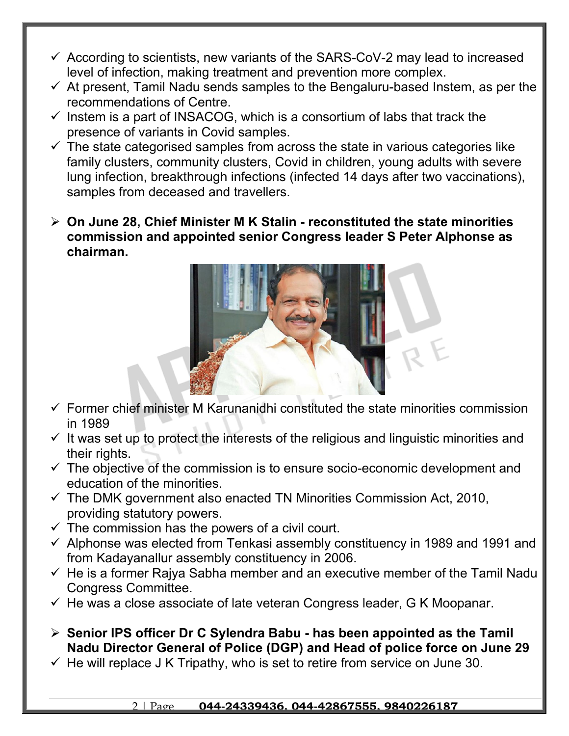- According to scientists, new variants of the SARS-CoV-2 may lead to increased level of infection, making treatment and prevention more complex.
- At present, Tamil Nadu sends samples to the Bengaluru-based Instem, as per the recommendations of Centre.
- Instem is a part of INSACOG, which is a consortium of labs that track the presence of variants in Covid samples.
- The state categorised samples from across the state in various categories like family clusters, community clusters, Covid in children, young adults with severe lung infection, breakthrough infections (infected 14 days after two vaccinations), samples from deceased and travellers.

- **On June 28, Chief Minister M K Stalin - reconstituted the state minorities commission and appointed senior Congress leader S Peter Alphonse as chairman.**

- Former chief minister M Karunanidhi constituted the state minorities commission in 1989
- It was set up to protect the interests of the religious and linguistic minorities and their rights.
- The objective of the commission is to ensure socio-economic development and education of the minorities.
- The DMK government also enacted TN Minorities Commission Act, 2010, providing statutory powers.
- The commission has the powers of a civil court.
- Alphonse was elected from Tenkasi assembly constituency in 1989 and 1991 and from Kadayanallur assembly constituency in 2006.
- He is a former Rajya Sabha member and an executive member of the Tamil Nadu Congress Committee.
- He was a close associate of late veteran Congress leader, G K Moopanar.

- **Senior IPS officer Dr C Sylendra Babu - has been appointed as the Tamil Nadu Director General of Police (DGP) and Head of police force on June 29**
- He will replace J K Tripathy, who is set to retire from service on June 30.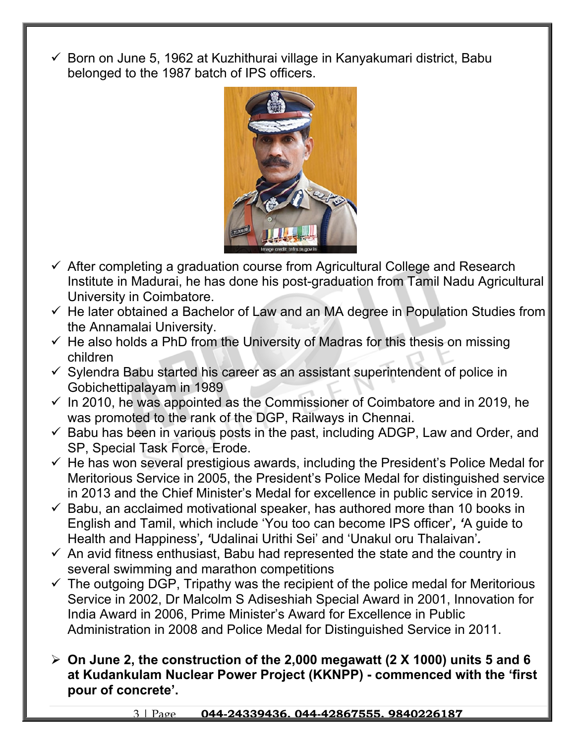- ✓ Born on June 5, 1962 at Kuzhithurai village in Kanyakumari district, Babu belonged to the 1987 batch of IPS officers.

- ✓ After completing a graduation course from Agricultural College and Research Institute in Madurai, he has done his post-graduation from Tamil Nadu Agricultural University in Coimbatore.
- ✓ He later obtained a Bachelor of Law and an MA degree in Population Studies from the Annamalai University.
- ✓ He also holds a PhD from the University of Madras for this thesis on missing children
- ✓ Sylendra Babu started his career as an assistant superintendent of police in Gobichettipalayam in 1989
- ✓ In 2010, he was appointed as the Commissioner of Coimbatore and in 2019, he was promoted to the rank of the DGP, Railways in Chennai.
- ✓ Babu has been in various posts in the past, including ADGP, Law and Order, and SP, Special Task Force, Erode.
- ✓ He has won several prestigious awards, including the President's Police Medal for Meritorious Service in 2005, the President's Police Medal for distinguished service in 2013 and the Chief Minister's Medal for excellence in public service in 2019.
- ✓ Babu, an acclaimed motivational speaker, has authored more than 10 books in English and Tamil, which include 'You too can become IPS officer', 'A guide to Health and Happiness', 'Udalinai Urithi Sei' and 'Unakul oru Thalaivan'.
- ✓ An avid fitness enthusiast, Babu had represented the state and the country in several swimming and marathon competitions
- ✓ The outgoing DGP, Tripathy was the recipient of the police medal for Meritorious Service in 2002, Dr Malcolm S Adiseshiah Special Award in 2001, Innovation for India Award in 2006, Prime Minister's Award for Excellence in Public Administration in 2008 and Police Medal for Distinguished Service in 2011.

- ➢ **On June 2, the construction of the 2,000 megawatt (2 X 1000) units 5 and 6 at Kudankulam Nuclear Power Project (KKNPP) - commenced with the 'first pour of concrete'.**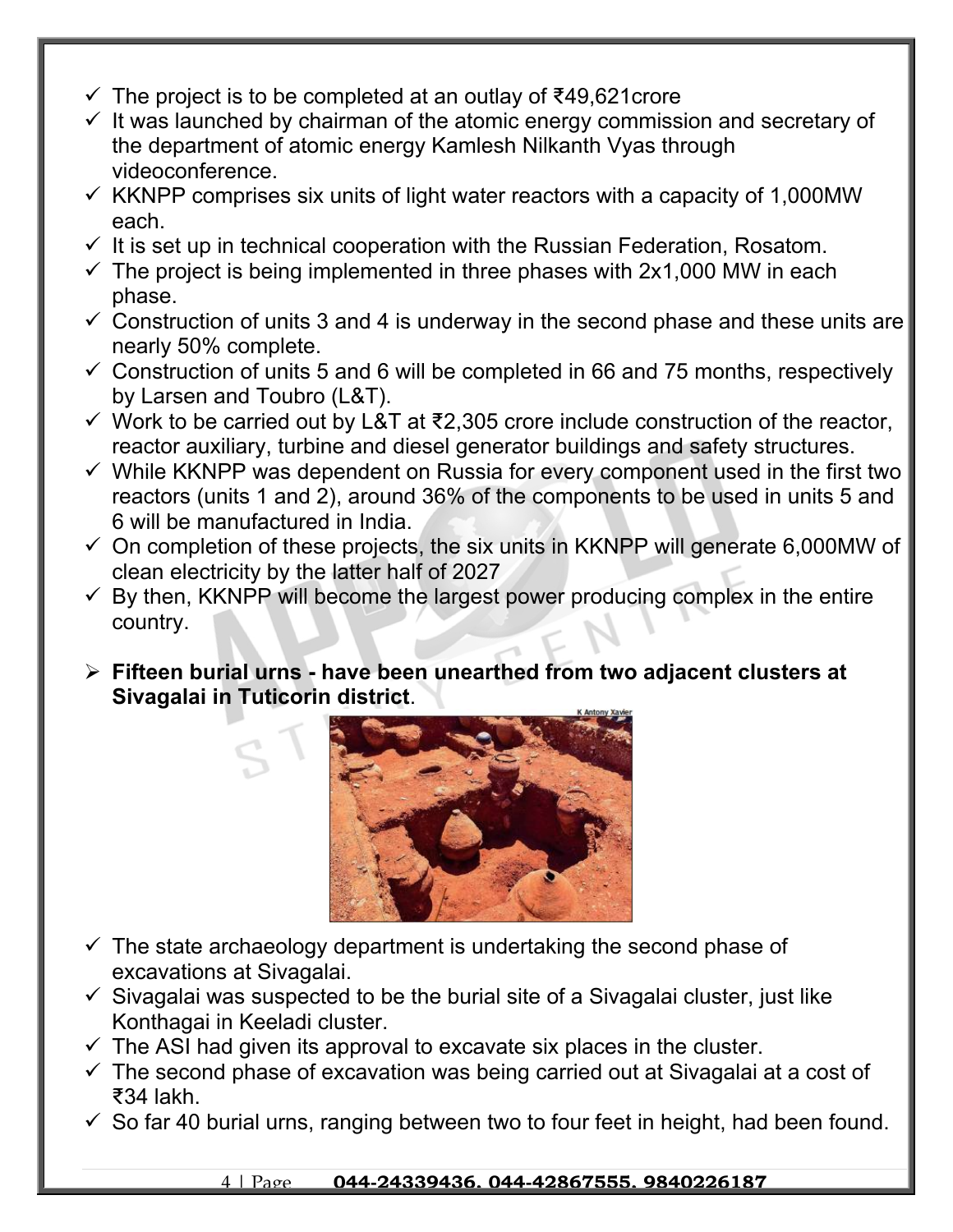- The project is to be completed at an outlay of ₹49,621crore
- It was launched by chairman of the atomic energy commission and secretary of the department of atomic energy Kamlesh Nilkanth Vyas through videoconference.
- KKNPP comprises six units of light water reactors with a capacity of 1,000MW each.
- It is set up in technical cooperation with the Russian Federation, Rosatom.
- The project is being implemented in three phases with 2x1,000 MW in each phase.
- Construction of units 3 and 4 is underway in the second phase and these units are nearly 50% complete.
- Construction of units 5 and 6 will be completed in 66 and 75 months, respectively by Larsen and Toubro (L&T).
- Work to be carried out by L&T at ₹2,305 crore include construction of the reactor, reactor auxiliary, turbine and diesel generator buildings and safety structures.
- While KKNPP was dependent on Russia for every component used in the first two reactors (units 1 and 2), around 36% of the components to be used in units 5 and 6 will be manufactured in India.
- On completion of these projects, the six units in KKNPP will generate 6,000MW of clean electricity by the latter half of 2027
- By then, KKNPP will become the largest power producing complex in the entire country.

- **Fifteen burial urns - have been unearthed from two adjacent clusters at Sivagalai in Tuticorin district**.

- The state archaeology department is undertaking the second phase of excavations at Sivagalai.
- Sivagalai was suspected to be the burial site of a Sivagalai cluster, just like Konthagai in Keeladi cluster.
- The ASI had given its approval to excavate six places in the cluster.
- The second phase of excavation was being carried out at Sivagalai at a cost of ₹34 lakh.
- So far 40 burial urns, ranging between two to four feet in height, had been found.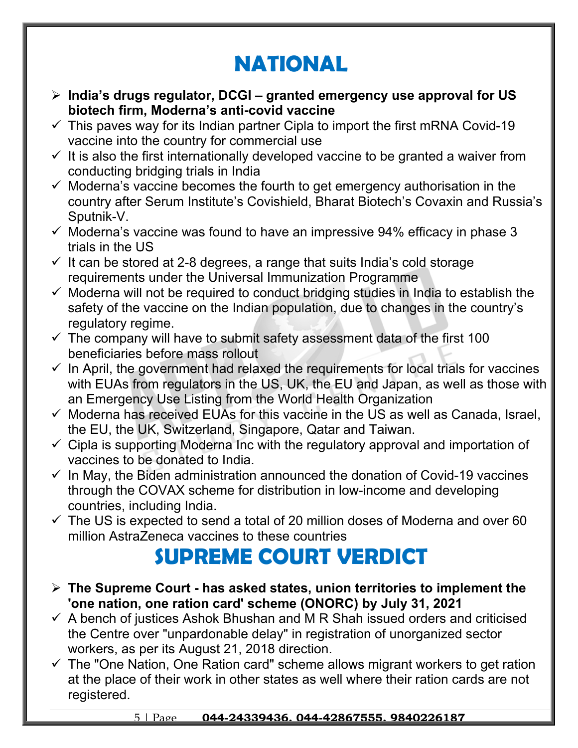# NATIONAL

- **India's drugs regulator, DCGI – granted emergency use approval for US biotech firm, Moderna's anti-covid vaccine**
  - ✓ This paves way for its Indian partner Cipla to import the first mRNA Covid-19 vaccine into the country for commercial use
  - ✓ It is also the first internationally developed vaccine to be granted a waiver from conducting bridging trials in India
  - ✓ Moderna's vaccine becomes the fourth to get emergency authorisation in the country after Serum Institute's Covishield, Bharat Biotech's Covaxin and Russia's Sputnik-V.
  - ✓ Moderna's vaccine was found to have an impressive 94% efficacy in phase 3 trials in the US
  - ✓ It can be stored at 2-8 degrees, a range that suits India's cold storage requirements under the Universal Immunization Programme
  - ✓ Moderna will not be required to conduct bridging studies in India to establish the safety of the vaccine on the Indian population, due to changes in the country's regulatory regime.
  - ✓ The company will have to submit safety assessment data of the first 100 beneficiaries before mass rollout
  - ✓ In April, the government had relaxed the requirements for local trials for vaccines with EUAs from regulators in the US, UK, the EU and Japan, as well as those with an Emergency Use Listing from the World Health Organization
  - ✓ Moderna has received EUAs for this vaccine in the US as well as Canada, Israel, the EU, the UK, Switzerland, Singapore, Qatar and Taiwan.
  - ✓ Cipla is supporting Moderna Inc with the regulatory approval and importation of vaccines to be donated to India.
  - ✓ In May, the Biden administration announced the donation of Covid-19 vaccines through the COVAX scheme for distribution in low-income and developing countries, including India.
  - ✓ The US is expected to send a total of 20 million doses of Moderna and over 60 million AstraZeneca vaccines to these countries

# SUPREME COURT VERDICT

- **The Supreme Court - has asked states, union territories to implement the 'one nation, one ration card' scheme (ONORC) by July 31, 2021**
  - ✓ A bench of justices Ashok Bhushan and M R Shah issued orders and criticised the Centre over "unpardonable delay" in registration of unorganized sector workers, as per its August 21, 2018 direction.
  - ✓ The "One Nation, One Ration card" scheme allows migrant workers to get ration at the place of their work in other states as well where their ration cards are not registered.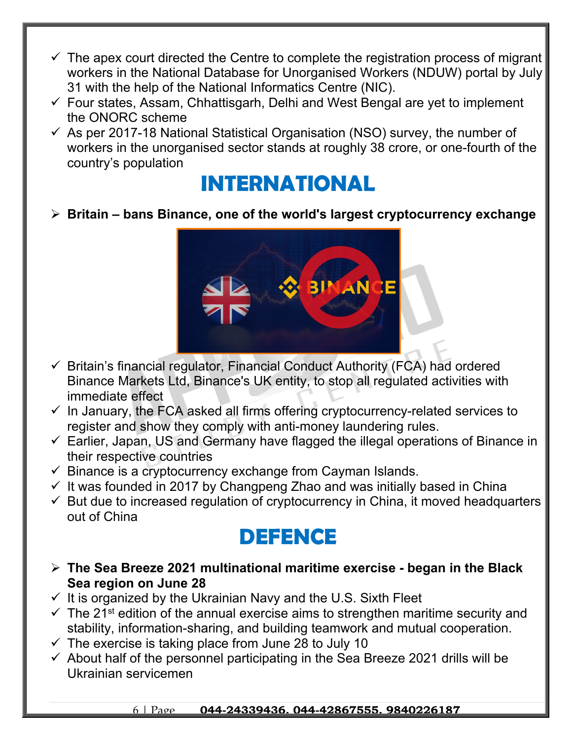- ✓ The apex court directed the Centre to complete the registration process of migrant workers in the National Database for Unorganised Workers (NDUW) portal by July 31 with the help of the National Informatics Centre (NIC).
- ✓ Four states, Assam, Chhattisgarh, Delhi and West Bengal are yet to implement the ONORC scheme
- ✓ As per 2017-18 National Statistical Organisation (NSO) survey, the number of workers in the unorganised sector stands at roughly 38 crore, or one-fourth of the country's population

# INTERNATIONAL

- **Britain – bans Binance, one of the world's largest cryptocurrency exchange**

- ✓ Britain's financial regulator, Financial Conduct Authority (FCA) had ordered Binance Markets Ltd, Binance's UK entity, to stop all regulated activities with immediate effect
- ✓ In January, the FCA asked all firms offering cryptocurrency-related services to register and show they comply with anti-money laundering rules.
- ✓ Earlier, Japan, US and Germany have flagged the illegal operations of Binance in their respective countries
- ✓ Binance is a cryptocurrency exchange from Cayman Islands.
- ✓ It was founded in 2017 by Changpeng Zhao and was initially based in China
- ✓ But due to increased regulation of cryptocurrency in China, it moved headquarters out of China

# DEFENCE

- **The Sea Breeze 2021 multinational maritime exercise - began in the Black Sea region on June 28**
- ✓ It is organized by the Ukrainian Navy and the U.S. Sixth Fleet
- ✓ The 21st edition of the annual exercise aims to strengthen maritime security and stability, information-sharing, and building teamwork and mutual cooperation.
- ✓ The exercise is taking place from June 28 to July 10
- ✓ About half of the personnel participating in the Sea Breeze 2021 drills will be Ukrainian servicemen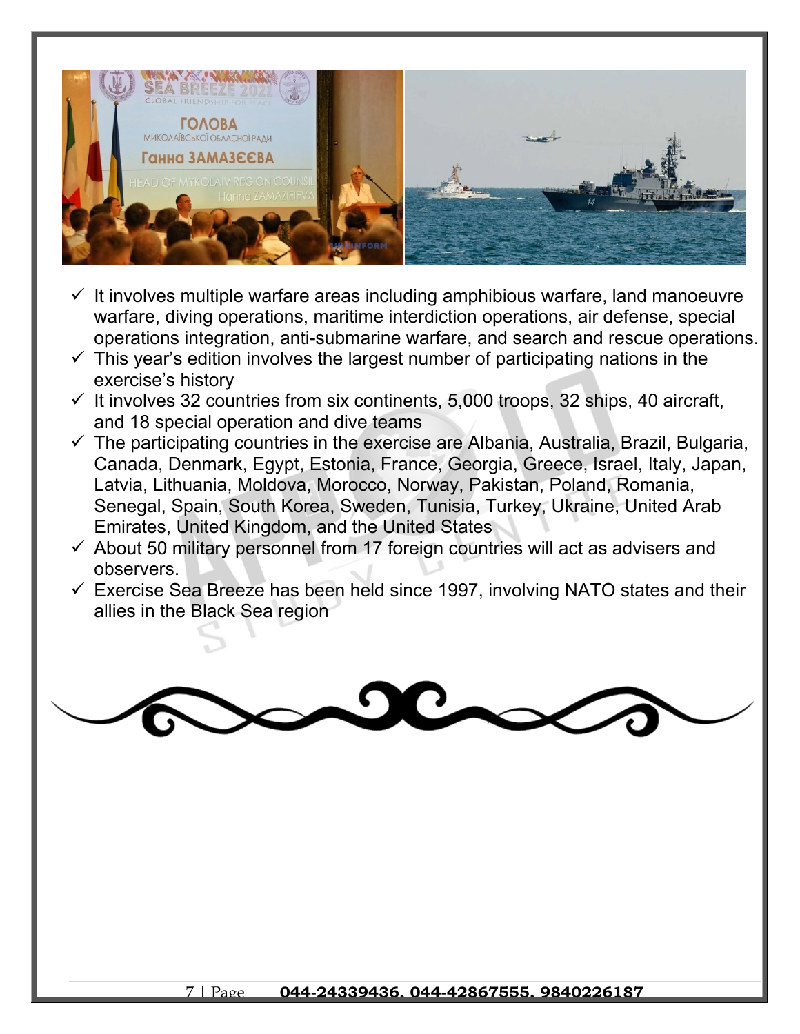- ✓ It involves multiple warfare areas including amphibious warfare, land manoeuvre warfare, diving operations, maritime interdiction operations, air defense, special operations integration, anti-submarine warfare, and search and rescue operations.
- ✓ This year's edition involves the largest number of participating nations in the exercise's history
- ✓ It involves 32 countries from six continents, 5,000 troops, 32 ships, 40 aircraft, and 18 special operation and dive teams
- ✓ The participating countries in the exercise are Albania, Australia, Brazil, Bulgaria, Canada, Denmark, Egypt, Estonia, France, Georgia, Greece, Israel, Italy, Japan, Latvia, Lithuania, Moldova, Morocco, Norway, Pakistan, Poland, Romania, Senegal, Spain, South Korea, Sweden, Tunisia, Turkey, Ukraine, United Arab Emirates, United Kingdom, and the United States
- ✓ About 50 military personnel from 17 foreign countries will act as advisers and observers.
- ✓ Exercise Sea Breeze has been held since 1997, involving NATO states and their allies in the Black Sea region